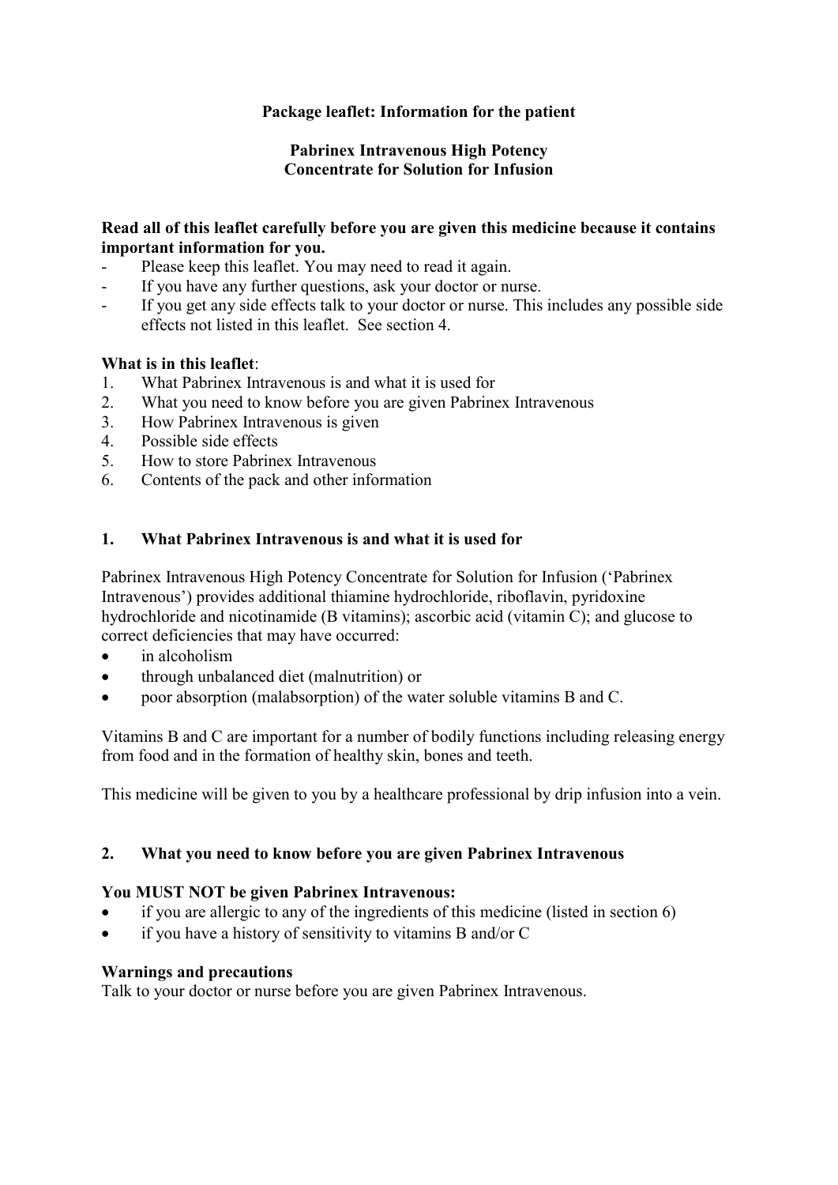**Package leaflet: Information for the patient**

**Pabrinex Intravenous High Potency**
**Concentrate for Solution for Infusion**

**Read all of this leaflet carefully before you are given this medicine because it contains important information for you.**

- Please keep this leaflet. You may need to read it again.
- If you have any further questions, ask your doctor or nurse.
- If you get any side effects talk to your doctor or nurse. This includes any possible side effects not listed in this leaflet. See section 4.

**What is in this leaflet**:

1. What Pabrinex Intravenous is and what it is used for
2. What you need to know before you are given Pabrinex Intravenous
3. How Pabrinex Intravenous is given
4. Possible side effects
5. How to store Pabrinex Intravenous
6. Contents of the pack and other information

## 1. What Pabrinex Intravenous is and what it is used for

Pabrinex Intravenous High Potency Concentrate for Solution for Infusion ('Pabrinex Intravenous') provides additional thiamine hydrochloride, riboflavin, pyridoxine hydrochloride and nicotinamide (B vitamins); ascorbic acid (vitamin C); and glucose to correct deficiencies that may have occurred:

- in alcoholism
- through unbalanced diet (malnutrition) or
- poor absorption (malabsorption) of the water soluble vitamins B and C.

Vitamins B and C are important for a number of bodily functions including releasing energy from food and in the formation of healthy skin, bones and teeth.

This medicine will be given to you by a healthcare professional by drip infusion into a vein.

## 2. What you need to know before you are given Pabrinex Intravenous

**You MUST NOT be given Pabrinex Intravenous:**

- if you are allergic to any of the ingredients of this medicine (listed in section 6)
- if you have a history of sensitivity to vitamins B and/or C

**Warnings and precautions**

Talk to your doctor or nurse before you are given Pabrinex Intravenous.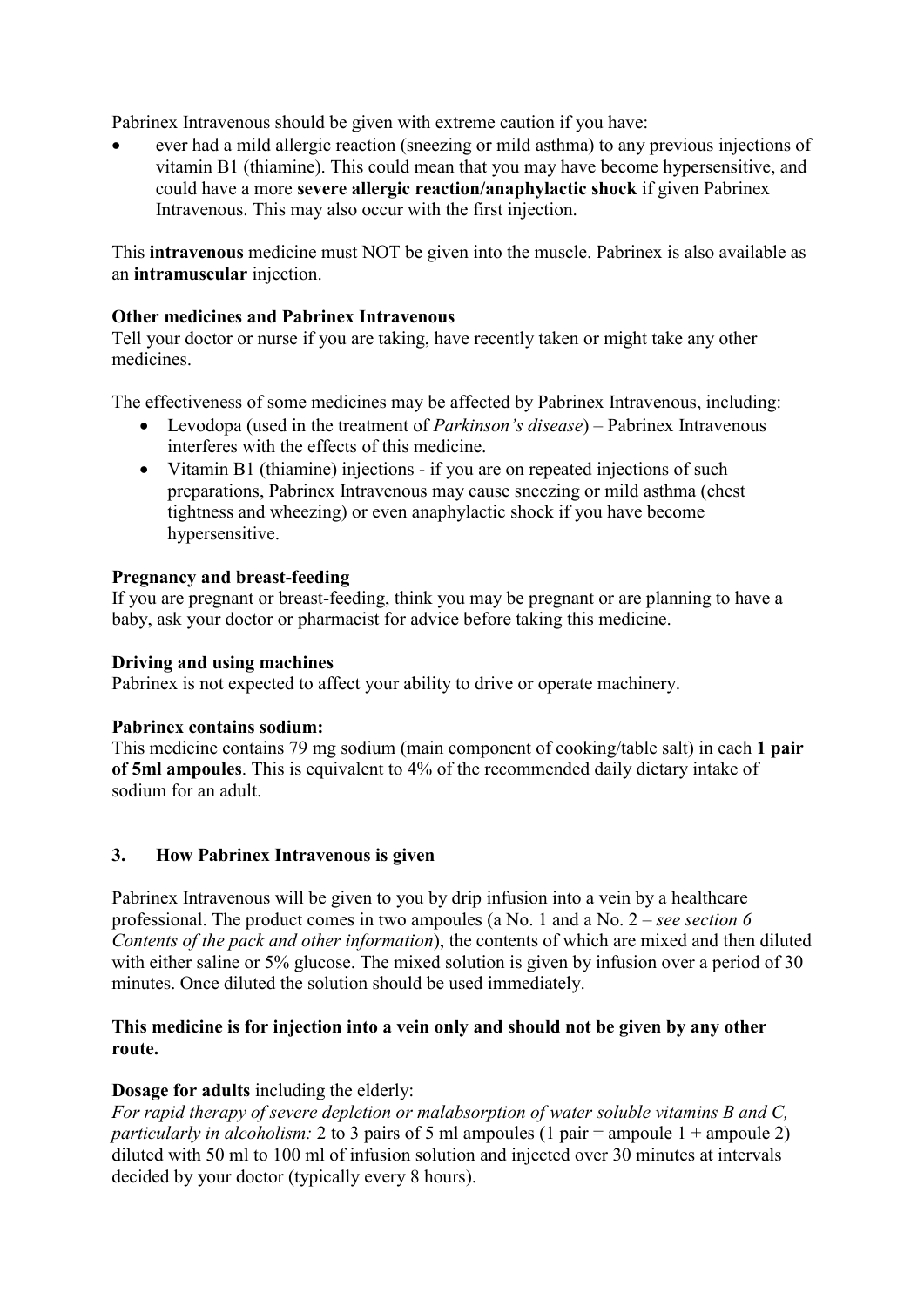Pabrinex Intravenous should be given with extreme caution if you have:

- ever had a mild allergic reaction (sneezing or mild asthma) to any previous injections of vitamin B1 (thiamine). This could mean that you may have become hypersensitive, and could have a more **severe allergic reaction/anaphylactic shock** if given Pabrinex Intravenous. This may also occur with the first injection.

This **intravenous** medicine must NOT be given into the muscle. Pabrinex is also available as an **intramuscular** injection.

**Other medicines and Pabrinex Intravenous**

Tell your doctor or nurse if you are taking, have recently taken or might take any other medicines.

The effectiveness of some medicines may be affected by Pabrinex Intravenous, including:

- Levodopa (used in the treatment of *Parkinson's disease*) – Pabrinex Intravenous interferes with the effects of this medicine.
- Vitamin B1 (thiamine) injections - if you are on repeated injections of such preparations, Pabrinex Intravenous may cause sneezing or mild asthma (chest tightness and wheezing) or even anaphylactic shock if you have become hypersensitive.

**Pregnancy and breast-feeding**

If you are pregnant or breast-feeding, think you may be pregnant or are planning to have a baby, ask your doctor or pharmacist for advice before taking this medicine.

**Driving and using machines**

Pabrinex is not expected to affect your ability to drive or operate machinery.

**Pabrinex contains sodium:**

This medicine contains 79 mg sodium (main component of cooking/table salt) in each **1 pair of 5ml ampoules**. This is equivalent to 4% of the recommended daily dietary intake of sodium for an adult.

## 3. How Pabrinex Intravenous is given

Pabrinex Intravenous will be given to you by drip infusion into a vein by a healthcare professional. The product comes in two ampoules (a No. 1 and a No. 2 – *see section 6 Contents of the pack and other information*), the contents of which are mixed and then diluted with either saline or 5% glucose. The mixed solution is given by infusion over a period of 30 minutes. Once diluted the solution should be used immediately.

**This medicine is for injection into a vein only and should not be given by any other route.**

**Dosage for adults** including the elderly:

*For rapid therapy of severe depletion or malabsorption of water soluble vitamins B and C, particularly in alcoholism:* 2 to 3 pairs of 5 ml ampoules (1 pair = ampoule 1 + ampoule 2) diluted with 50 ml to 100 ml of infusion solution and injected over 30 minutes at intervals decided by your doctor (typically every 8 hours).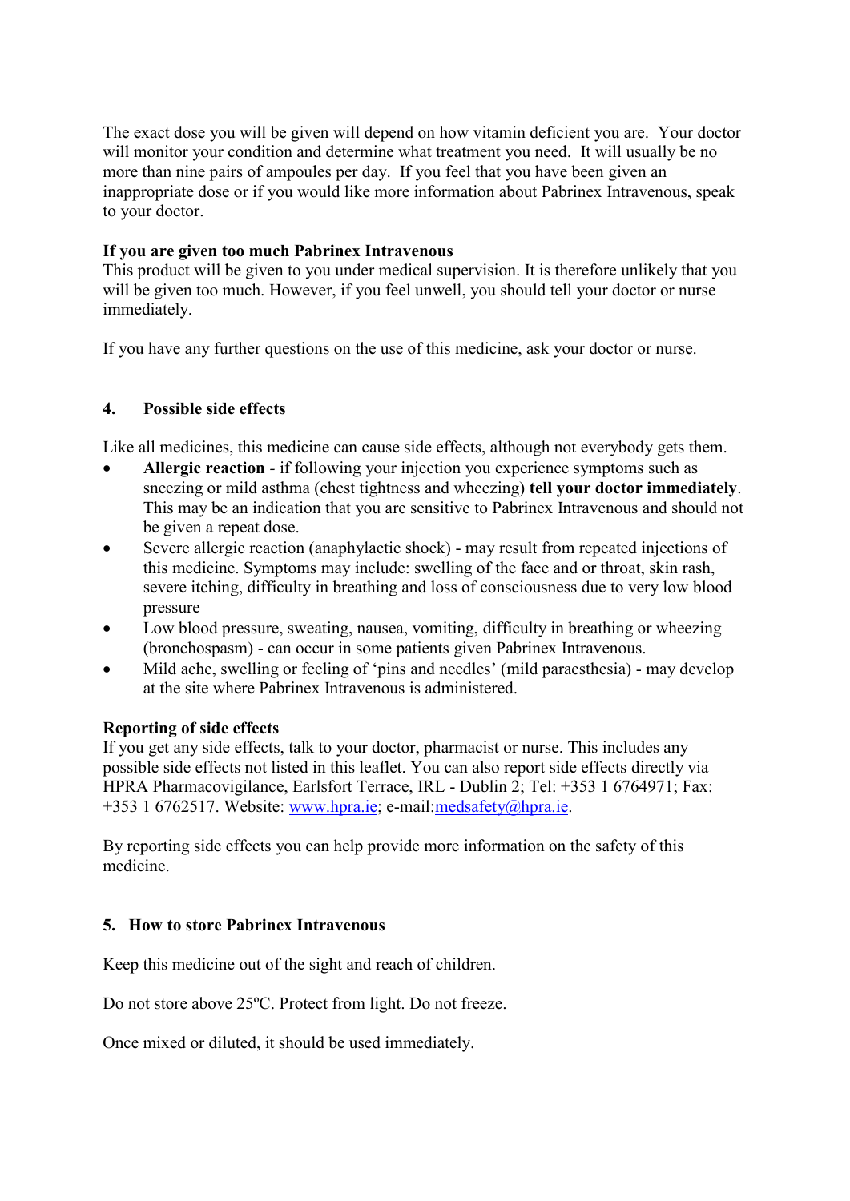The exact dose you will be given will depend on how vitamin deficient you are. Your doctor will monitor your condition and determine what treatment you need. It will usually be no more than nine pairs of ampoules per day. If you feel that you have been given an inappropriate dose or if you would like more information about Pabrinex Intravenous, speak to your doctor.

**If you are given too much Pabrinex Intravenous**
This product will be given to you under medical supervision. It is therefore unlikely that you will be given too much. However, if you feel unwell, you should tell your doctor or nurse immediately.

If you have any further questions on the use of this medicine, ask your doctor or nurse.

## 4. Possible side effects

Like all medicines, this medicine can cause side effects, although not everybody gets them.

- **Allergic reaction** - if following your injection you experience symptoms such as sneezing or mild asthma (chest tightness and wheezing) **tell your doctor immediately**. This may be an indication that you are sensitive to Pabrinex Intravenous and should not be given a repeat dose.
- Severe allergic reaction (anaphylactic shock) - may result from repeated injections of this medicine. Symptoms may include: swelling of the face and or throat, skin rash, severe itching, difficulty in breathing and loss of consciousness due to very low blood pressure
- Low blood pressure, sweating, nausea, vomiting, difficulty in breathing or wheezing (bronchospasm) - can occur in some patients given Pabrinex Intravenous.
- Mild ache, swelling or feeling of 'pins and needles' (mild paraesthesia) - may develop at the site where Pabrinex Intravenous is administered.

**Reporting of side effects**
If you get any side effects, talk to your doctor, pharmacist or nurse. This includes any possible side effects not listed in this leaflet. You can also report side effects directly via HPRA Pharmacovigilance, Earlsfort Terrace, IRL - Dublin 2; Tel: +353 1 6764971; Fax: +353 1 6762517. Website: www.hpra.ie; e-mail:medsafety@hpra.ie.

By reporting side effects you can help provide more information on the safety of this medicine.

## 5. How to store Pabrinex Intravenous

Keep this medicine out of the sight and reach of children.

Do not store above 25ºC. Protect from light. Do not freeze.

Once mixed or diluted, it should be used immediately.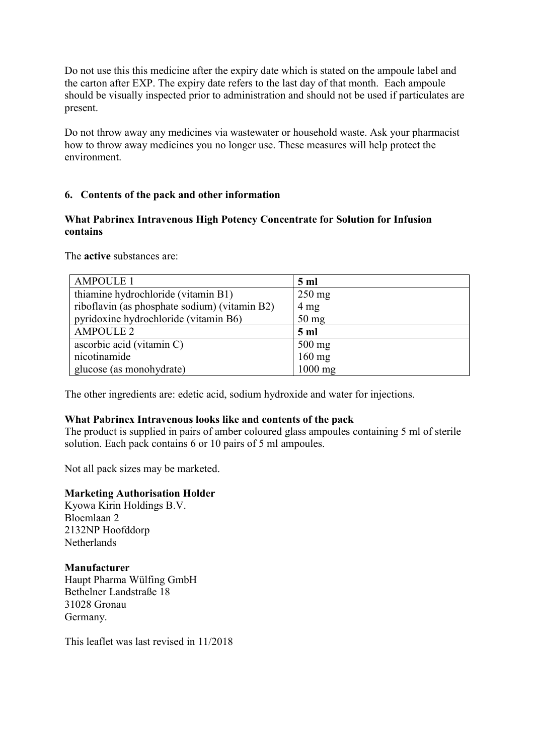Do not use this this medicine after the expiry date which is stated on the ampoule label and the carton after EXP. The expiry date refers to the last day of that month. Each ampoule should be visually inspected prior to administration and should not be used if particulates are present.

Do not throw away any medicines via wastewater or household waste. Ask your pharmacist how to throw away medicines you no longer use. These measures will help protect the environment.

## 6. Contents of the pack and other information

**What Pabrinex Intravenous High Potency Concentrate for Solution for Infusion contains**

The **active** substances are:

| | |
|---|---|
| AMPOULE 1 | **5 ml** |
| thiamine hydrochloride (vitamin B1)<br>riboflavin (as phosphate sodium) (vitamin B2)<br>pyridoxine hydrochloride (vitamin B6) | 250 mg<br>4 mg<br>50 mg |
| AMPOULE 2 | **5 ml** |
| ascorbic acid (vitamin C)<br>nicotinamide<br>glucose (as monohydrate) | 500 mg<br>160 mg<br>1000 mg |

The other ingredients are: edetic acid, sodium hydroxide and water for injections.

**What Pabrinex Intravenous looks like and contents of the pack**
The product is supplied in pairs of amber coloured glass ampoules containing 5 ml of sterile solution. Each pack contains 6 or 10 pairs of 5 ml ampoules.

Not all pack sizes may be marketed.

**Marketing Authorisation Holder**
Kyowa Kirin Holdings B.V.
Bloemlaan 2
2132NP Hoofddorp
Netherlands

**Manufacturer**
Haupt Pharma Wülfing GmbH
Bethelner Landstraße 18
31028 Gronau
Germany.

This leaflet was last revised in 11/2018